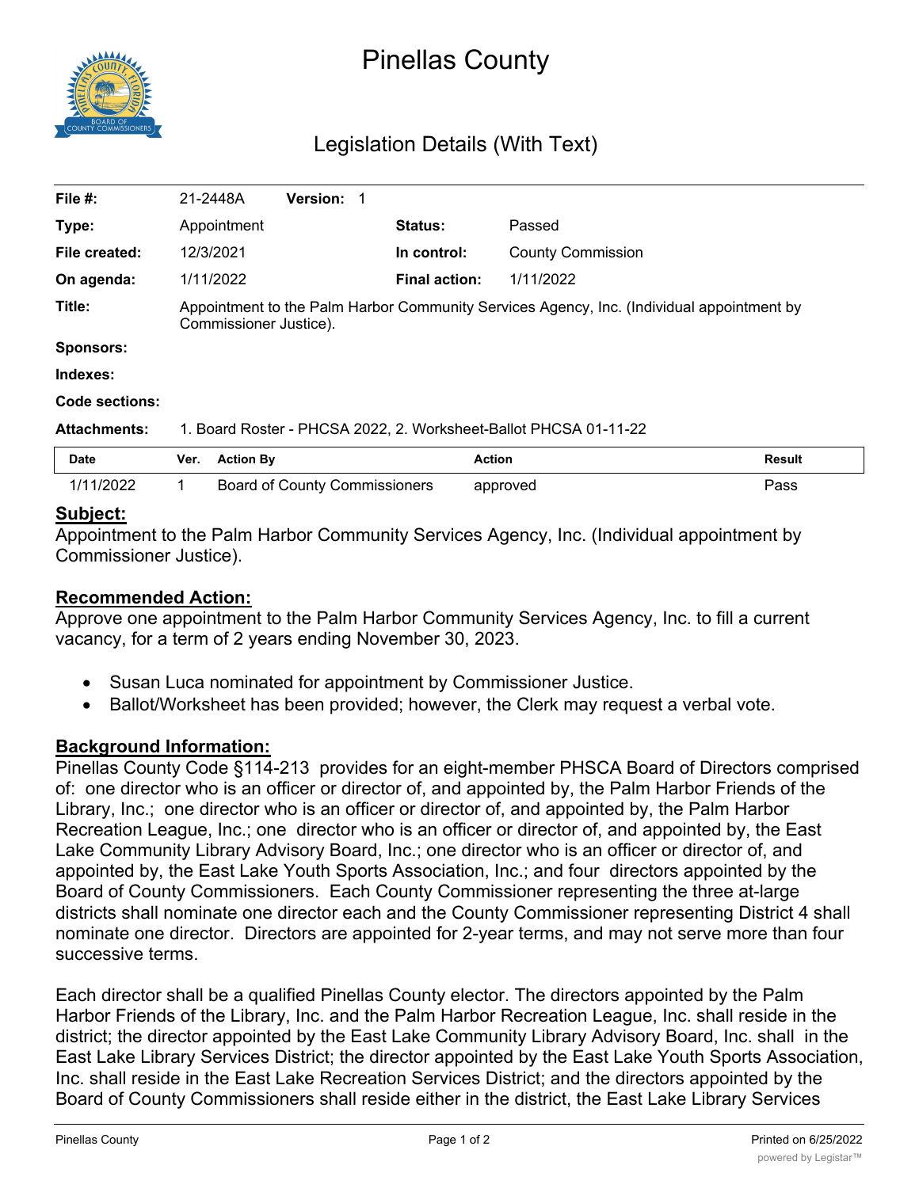# Pinellas County

## Legislation Details (With Text)

| | | | |
|---|---|---|---|
| **File #:** | 21-2448A **Version:** 1 | | |
| **Type:** | Appointment | **Status:** | Passed |
| **File created:** | 12/3/2021 | **In control:** | County Commission |
| **On agenda:** | 1/11/2022 | **Final action:** | 1/11/2022 |
| **Title:** | Appointment to the Palm Harbor Community Services Agency, Inc. (Individual appointment by Commissioner Justice). | | |
| **Sponsors:** | | | |
| **Indexes:** | | | |
| **Code sections:** | | | |
| **Attachments:** | 1. Board Roster - PHCSA 2022, 2. Worksheet-Ballot PHCSA 01-11-22 | | |

| Date | Ver. | Action By | Action | Result |
|---|---|---|---|---|
| 1/11/2022 | 1 | Board of County Commissioners | approved | Pass |

**Subject:**

Appointment to the Palm Harbor Community Services Agency, Inc. (Individual appointment by Commissioner Justice).

**Recommended Action:**

Approve one appointment to the Palm Harbor Community Services Agency, Inc. to fill a current vacancy, for a term of 2 years ending November 30, 2023.

- Susan Luca nominated for appointment by Commissioner Justice.
- Ballot/Worksheet has been provided; however, the Clerk may request a verbal vote.

**Background Information:**

Pinellas County Code §114-213 provides for an eight-member PHSCA Board of Directors comprised of: one director who is an officer or director of, and appointed by, the Palm Harbor Friends of the Library, Inc.; one director who is an officer or director of, and appointed by, the Palm Harbor Recreation League, Inc.; one director who is an officer or director of, and appointed by, the East Lake Community Library Advisory Board, Inc.; one director who is an officer or director of, and appointed by, the East Lake Youth Sports Association, Inc.; and four directors appointed by the Board of County Commissioners. Each County Commissioner representing the three at-large districts shall nominate one director each and the County Commissioner representing District 4 shall nominate one director. Directors are appointed for 2-year terms, and may not serve more than four successive terms.

Each director shall be a qualified Pinellas County elector. The directors appointed by the Palm Harbor Friends of the Library, Inc. and the Palm Harbor Recreation League, Inc. shall reside in the district; the director appointed by the East Lake Community Library Advisory Board, Inc. shall in the East Lake Library Services District; the director appointed by the East Lake Youth Sports Association, Inc. shall reside in the East Lake Recreation Services District; and the directors appointed by the Board of County Commissioners shall reside either in the district, the East Lake Library Services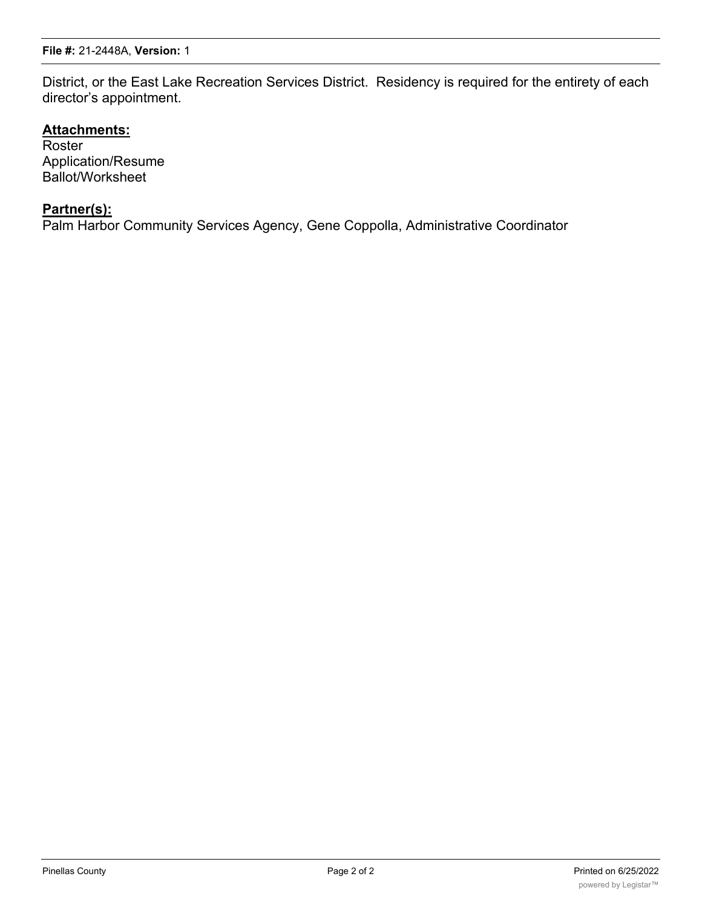District, or the East Lake Recreation Services District. Residency is required for the entirety of each director's appointment.

**Attachments:**

Roster
Application/Resume
Ballot/Worksheet

**Partner(s):**

Palm Harbor Community Services Agency, Gene Coppolla, Administrative Coordinator